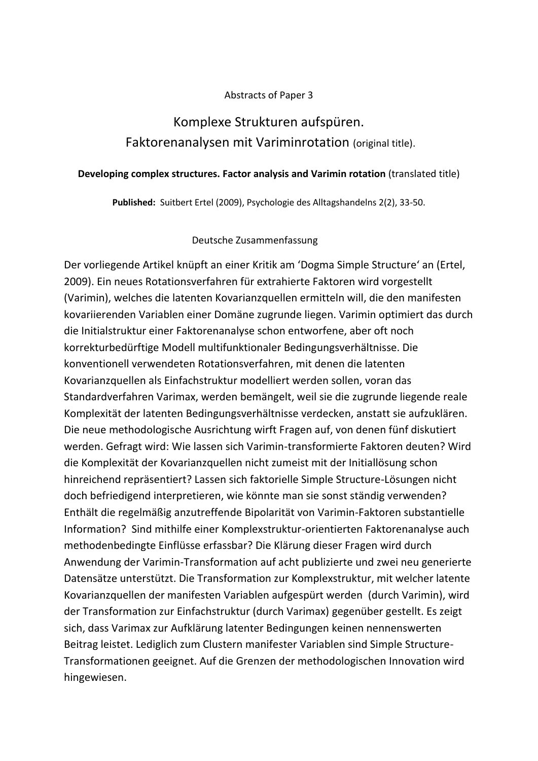Abstracts of Paper 3

# Komplexe Strukturen aufspüren.
# Faktorenanalysen mit Variminrotation (original title).

**Developing complex structures. Factor analysis and Varimin rotation** (translated title)

**Published:** Suitbert Ertel (2009), Psychologie des Alltagshandelns 2(2), 33-50.

## Deutsche Zusammenfassung

Der vorliegende Artikel knüpft an einer Kritik am 'Dogma Simple Structure' an (Ertel, 2009). Ein neues Rotationsverfahren für extrahierte Faktoren wird vorgestellt (Varimin), welches die latenten Kovarianzquellen ermitteln will, die den manifesten kovariierenden Variablen einer Domäne zugrunde liegen. Varimin optimiert das durch die Initialstruktur einer Faktorenanalyse schon entworfene, aber oft noch korrekturbedürftige Modell multifunktionaler Bedingungsverhältnisse. Die konventionell verwendeten Rotationsverfahren, mit denen die latenten Kovarianzquellen als Einfachstruktur modelliert werden sollen, voran das Standardverfahren Varimax, werden bemängelt, weil sie die zugrunde liegende reale Komplexität der latenten Bedingungsverhältnisse verdecken, anstatt sie aufzuklären. Die neue methodologische Ausrichtung wirft Fragen auf, von denen fünf diskutiert werden. Gefragt wird: Wie lassen sich Varimin-transformierte Faktoren deuten? Wird die Komplexität der Kovarianzquellen nicht zumeist mit der Initiallösung schon hinreichend repräsentiert? Lassen sich faktorielle Simple Structure-Lösungen nicht doch befriedigend interpretieren, wie könnte man sie sonst ständig verwenden? Enthält die regelmäßig anzutreffende Bipolarität von Varimin-Faktoren substantielle Information? Sind mithilfe einer Komplexstruktur-orientierten Faktorenanalyse auch methodenbedingte Einflüsse erfassbar? Die Klärung dieser Fragen wird durch Anwendung der Varimin-Transformation auf acht publizierte und zwei neu generierte Datensätze unterstützt. Die Transformation zur Komplexstruktur, mit welcher latente Kovarianzquellen der manifesten Variablen aufgespürt werden (durch Varimin), wird der Transformation zur Einfachstruktur (durch Varimax) gegenüber gestellt. Es zeigt sich, dass Varimax zur Aufklärung latenter Bedingungen keinen nennenswerten Beitrag leistet. Lediglich zum Clustern manifester Variablen sind Simple Structure-Transformationen geeignet. Auf die Grenzen der methodologischen Innovation wird hingewiesen.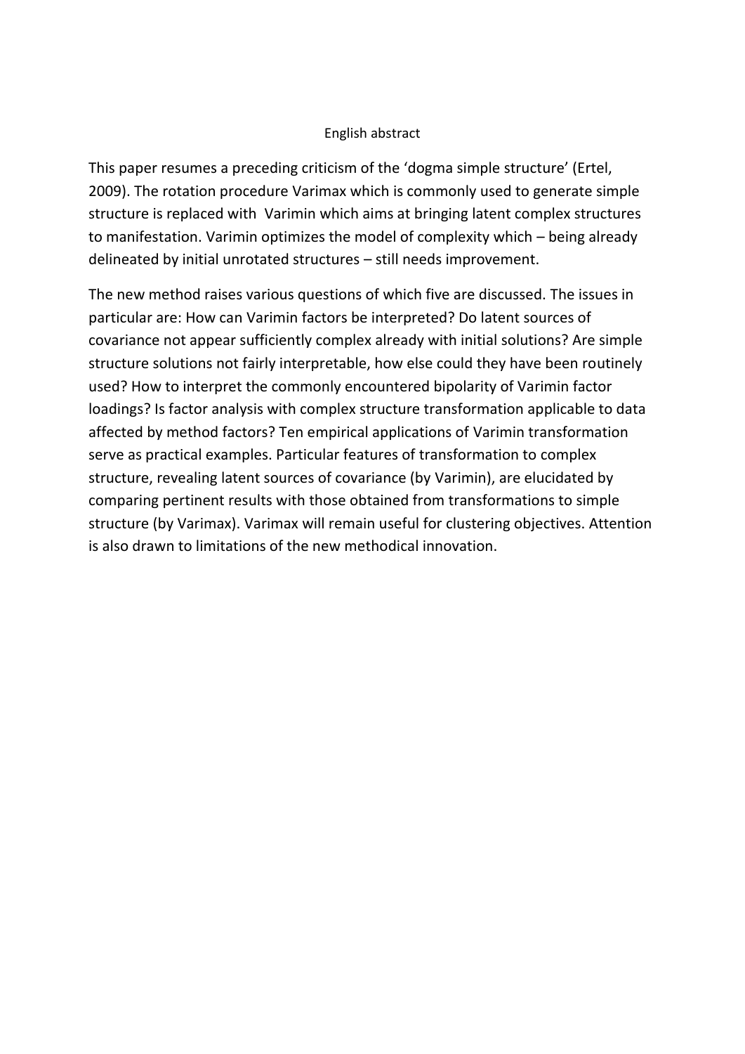English abstract

This paper resumes a preceding criticism of the ‘dogma simple structure’ (Ertel, 2009). The rotation procedure Varimax which is commonly used to generate simple structure is replaced with Varimin which aims at bringing latent complex structures to manifestation. Varimin optimizes the model of complexity which – being already delineated by initial unrotated structures – still needs improvement.

The new method raises various questions of which five are discussed. The issues in particular are: How can Varimin factors be interpreted? Do latent sources of covariance not appear sufficiently complex already with initial solutions? Are simple structure solutions not fairly interpretable, how else could they have been routinely used? How to interpret the commonly encountered bipolarity of Varimin factor loadings? Is factor analysis with complex structure transformation applicable to data affected by method factors? Ten empirical applications of Varimin transformation serve as practical examples. Particular features of transformation to complex structure, revealing latent sources of covariance (by Varimin), are elucidated by comparing pertinent results with those obtained from transformations to simple structure (by Varimax). Varimax will remain useful for clustering objectives. Attention is also drawn to limitations of the new methodical innovation.